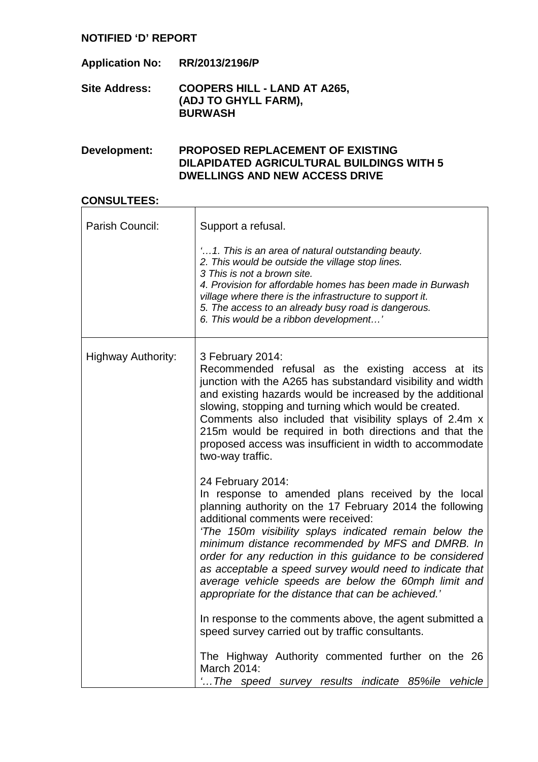**NOTIFIED 'D' REPORT**

**Application No:** **RR/2013/2196/P**

**Site Address:** **COOPERS HILL - LAND AT A265, (ADJ TO GHYLL FARM), BURWASH**

**Development:** **PROPOSED REPLACEMENT OF EXISTING DILAPIDATED AGRICULTURAL BUILDINGS WITH 5 DWELLINGS AND NEW ACCESS DRIVE**

**CONSULTEES:**

| | |
|---|---|
| Parish Council: | Support a refusal.<br><br>*'…1. This is an area of natural outstanding beauty.*<br>*2. This would be outside the village stop lines.*<br>*3 This is not a brown site.*<br>*4. Provision for affordable homes has been made in Burwash village where there is the infrastructure to support it.*<br>*5. The access to an already busy road is dangerous.*<br>*6. This would be a ribbon development…'* |
| Highway Authority: | 3 February 2014:<br>Recommended refusal as the existing access at its junction with the A265 has substandard visibility and width and existing hazards would be increased by the additional slowing, stopping and turning which would be created. Comments also included that visibility splays of 2.4m x 215m would be required in both directions and that the proposed access was insufficient in width to accommodate two-way traffic.<br><br>24 February 2014:<br>In response to amended plans received by the local planning authority on the 17 February 2014 the following additional comments were received:<br>*'The 150m visibility splays indicated remain below the minimum distance recommended by MFS and DMRB. In order for any reduction in this guidance to be considered as acceptable a speed survey would need to indicate that average vehicle speeds are below the 60mph limit and appropriate for the distance that can be achieved.'*<br><br>In response to the comments above, the agent submitted a speed survey carried out by traffic consultants.<br><br>The Highway Authority commented further on the 26 March 2014:<br>*'…The speed survey results indicate 85%ile vehicle* |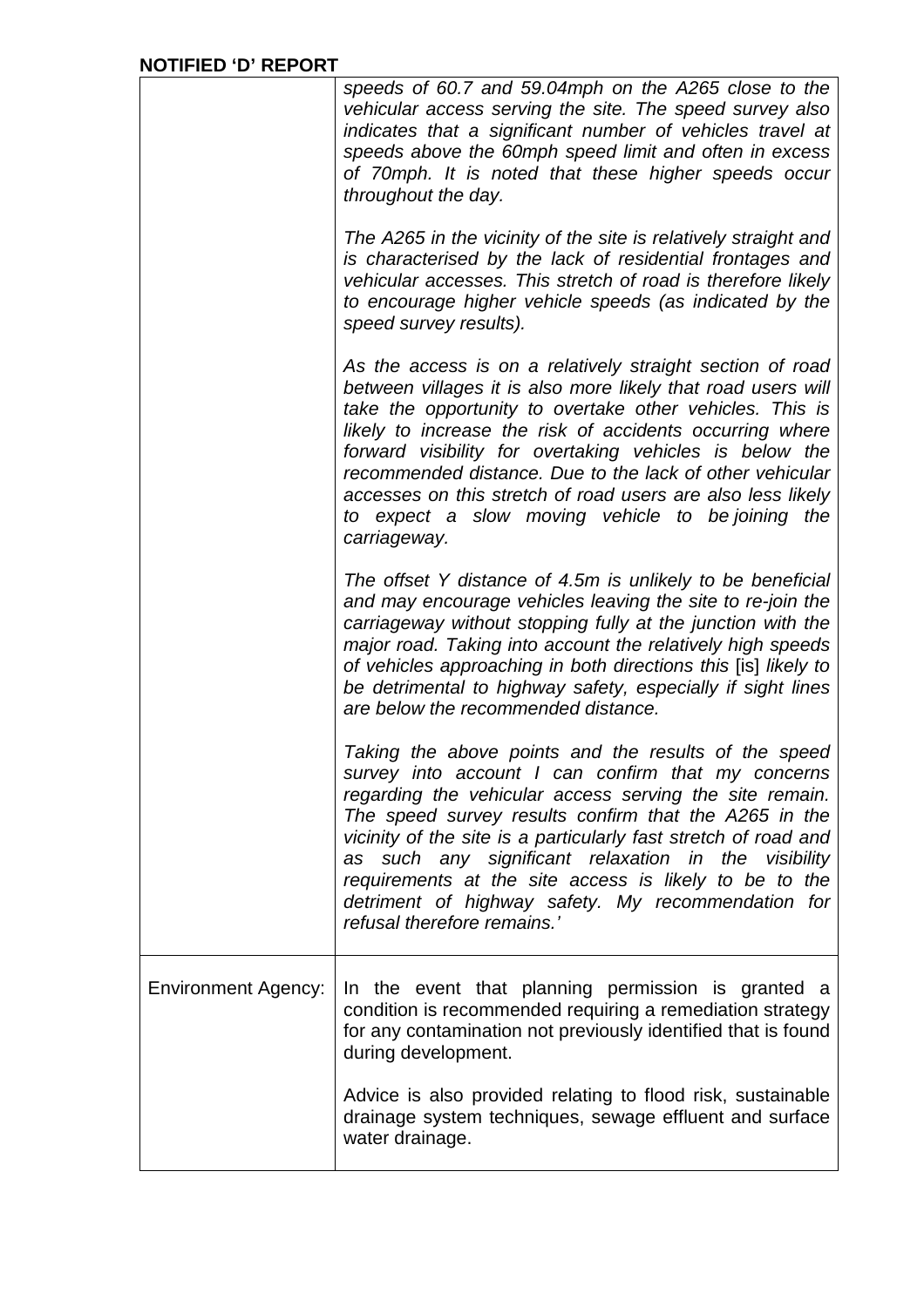**NOTIFIED 'D' REPORT**

| | |
|---|---|
| | *speeds of 60.7 and 59.04mph on the A265 close to the vehicular access serving the site. The speed survey also indicates that a significant number of vehicles travel at speeds above the 60mph speed limit and often in excess of 70mph. It is noted that these higher speeds occur throughout the day.*<br><br>*The A265 in the vicinity of the site is relatively straight and is characterised by the lack of residential frontages and vehicular accesses. This stretch of road is therefore likely to encourage higher vehicle speeds (as indicated by the speed survey results).*<br><br>*As the access is on a relatively straight section of road between villages it is also more likely that road users will take the opportunity to overtake other vehicles. This is likely to increase the risk of accidents occurring where forward visibility for overtaking vehicles is below the recommended distance. Due to the lack of other vehicular accesses on this stretch of road users are also less likely to expect a slow moving vehicle to be joining the carriageway.*<br><br>*The offset Y distance of 4.5m is unlikely to be beneficial and may encourage vehicles leaving the site to re-join the carriageway without stopping fully at the junction with the major road. Taking into account the relatively high speeds of vehicles approaching in both directions this* [is] *likely to be detrimental to highway safety, especially if sight lines are below the recommended distance.*<br><br>*Taking the above points and the results of the speed survey into account I can confirm that my concerns regarding the vehicular access serving the site remain. The speed survey results confirm that the A265 in the vicinity of the site is a particularly fast stretch of road and as such any significant relaxation in the visibility requirements at the site access is likely to be to the detriment of highway safety. My recommendation for refusal therefore remains.'* |
| Environment Agency: | In the event that planning permission is granted a condition is recommended requiring a remediation strategy for any contamination not previously identified that is found during development.<br><br>Advice is also provided relating to flood risk, sustainable drainage system techniques, sewage effluent and surface water drainage. |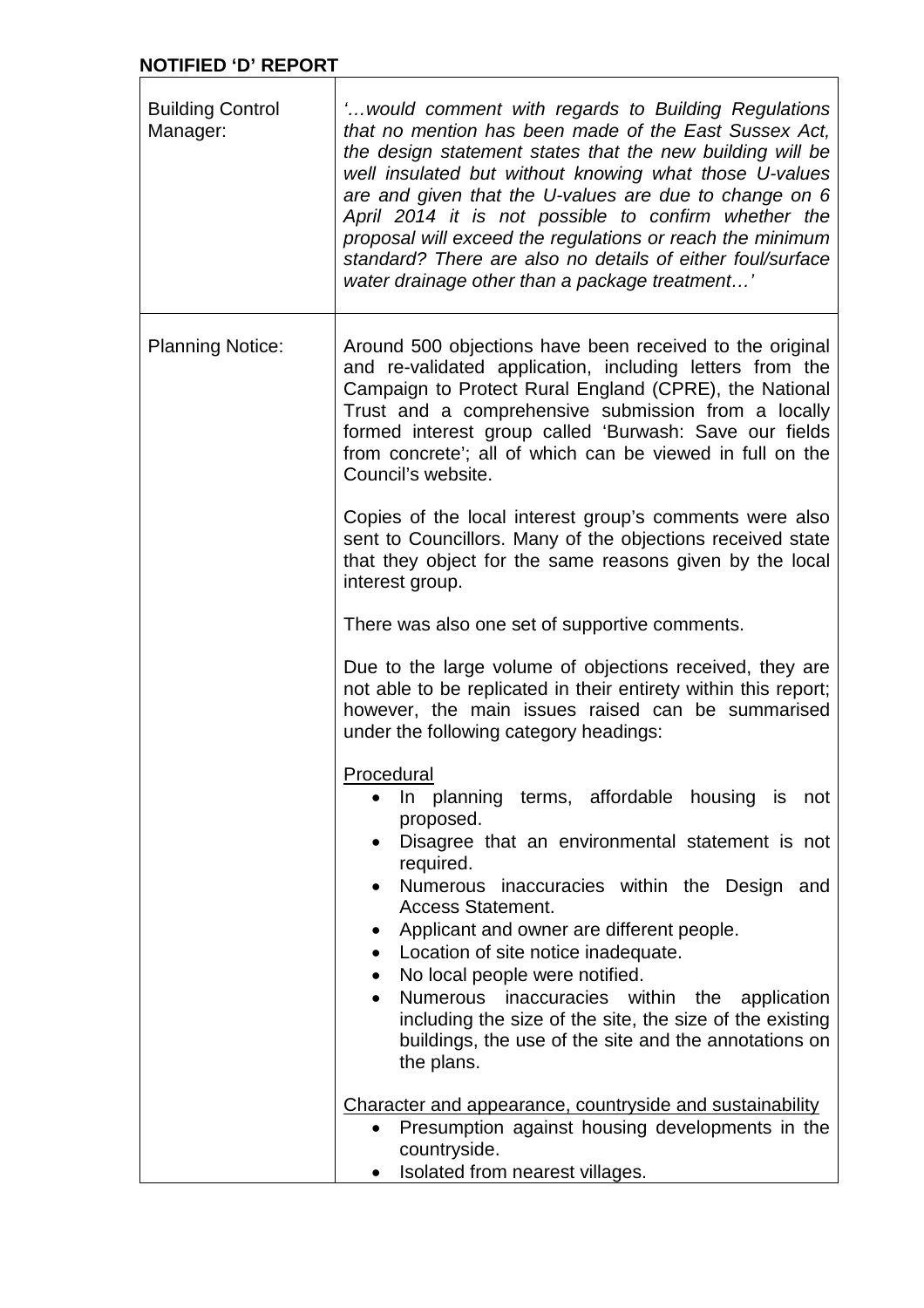**NOTIFIED 'D' REPORT**

| | |
|---|---|
| Building Control Manager: | *'…would comment with regards to Building Regulations that no mention has been made of the East Sussex Act, the design statement states that the new building will be well insulated but without knowing what those U-values are and given that the U-values are due to change on 6 April 2014 it is not possible to confirm whether the proposal will exceed the regulations or reach the minimum standard? There are also no details of either foul/surface water drainage other than a package treatment…'* |
| Planning Notice: | Around 500 objections have been received to the original and re-validated application, including letters from the Campaign to Protect Rural England (CPRE), the National Trust and a comprehensive submission from a locally formed interest group called 'Burwash: Save our fields from concrete'; all of which can be viewed in full on the Council's website.<br><br>Copies of the local interest group's comments were also sent to Councillors. Many of the objections received state that they object for the same reasons given by the local interest group.<br><br>There was also one set of supportive comments.<br><br>Due to the large volume of objections received, they are not able to be replicated in their entirety within this report; however, the main issues raised can be summarised under the following category headings:<br><br><u>Procedural</u><br>• In planning terms, affordable housing is not proposed.<br>• Disagree that an environmental statement is not required.<br>• Numerous inaccuracies within the Design and Access Statement.<br>• Applicant and owner are different people.<br>• Location of site notice inadequate.<br>• No local people were notified.<br>• Numerous inaccuracies within the application including the size of the site, the size of the existing buildings, the use of the site and the annotations on the plans.<br><br><u>Character and appearance, countryside and sustainability</u><br>• Presumption against housing developments in the countryside.<br>• Isolated from nearest villages. |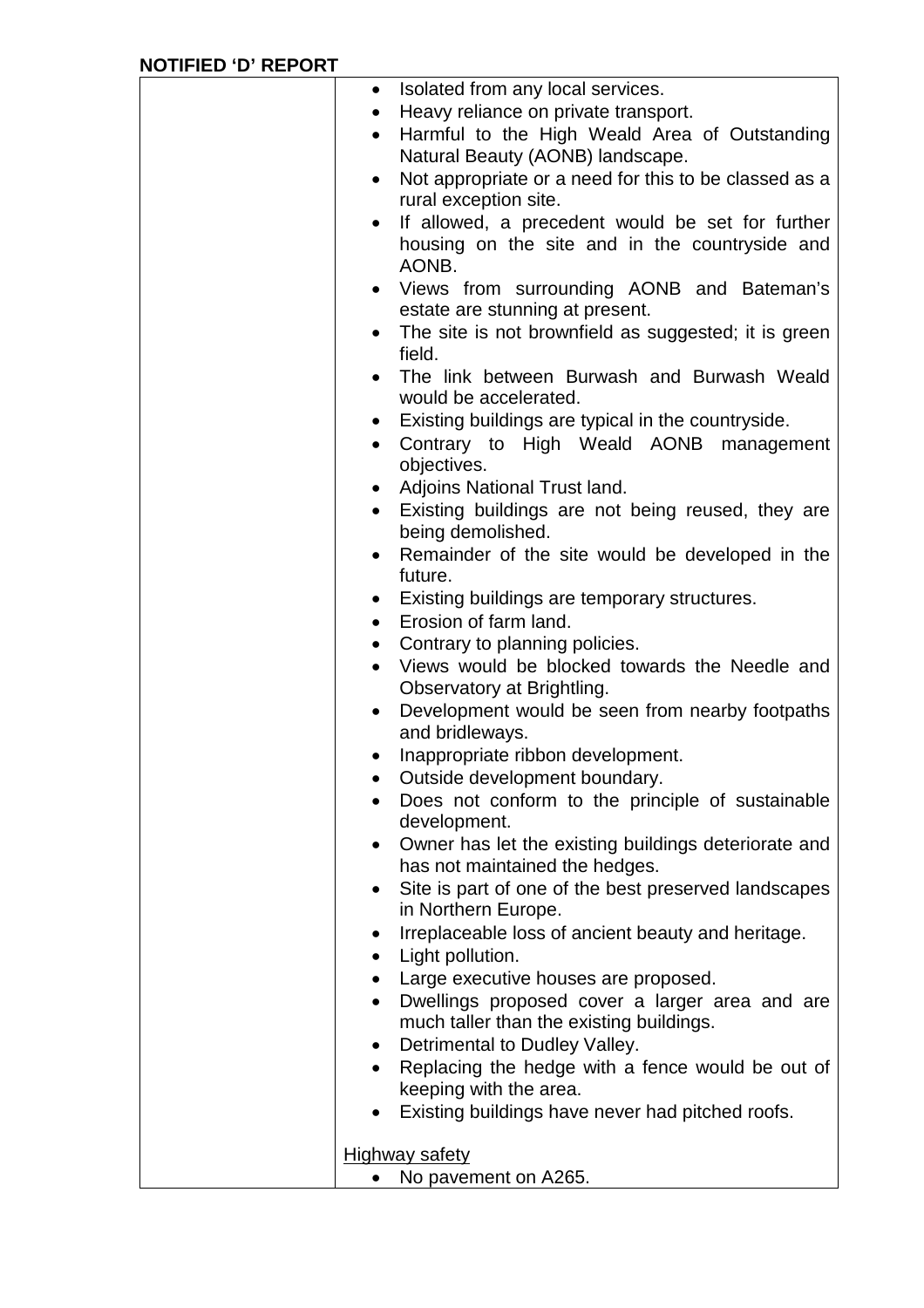- Isolated from any local services.
- Heavy reliance on private transport.
- Harmful to the High Weald Area of Outstanding Natural Beauty (AONB) landscape.
- Not appropriate or a need for this to be classed as a rural exception site.
- If allowed, a precedent would be set for further housing on the site and in the countryside and AONB.
- Views from surrounding AONB and Bateman's estate are stunning at present.
- The site is not brownfield as suggested; it is green field.
- The link between Burwash and Burwash Weald would be accelerated.
- Existing buildings are typical in the countryside.
- Contrary to High Weald AONB management objectives.
- Adjoins National Trust land.
- Existing buildings are not being reused, they are being demolished.
- Remainder of the site would be developed in the future.
- Existing buildings are temporary structures.
- Erosion of farm land.
- Contrary to planning policies.
- Views would be blocked towards the Needle and Observatory at Brightling.
- Development would be seen from nearby footpaths and bridleways.
- Inappropriate ribbon development.
- Outside development boundary.
- Does not conform to the principle of sustainable development.
- Owner has let the existing buildings deteriorate and has not maintained the hedges.
- Site is part of one of the best preserved landscapes in Northern Europe.
- Irreplaceable loss of ancient beauty and heritage.
- Light pollution.
- Large executive houses are proposed.
- Dwellings proposed cover a larger area and are much taller than the existing buildings.
- Detrimental to Dudley Valley.
- Replacing the hedge with a fence would be out of keeping with the area.
- Existing buildings have never had pitched roofs.

<u>Highway safety</u>

- No pavement on A265.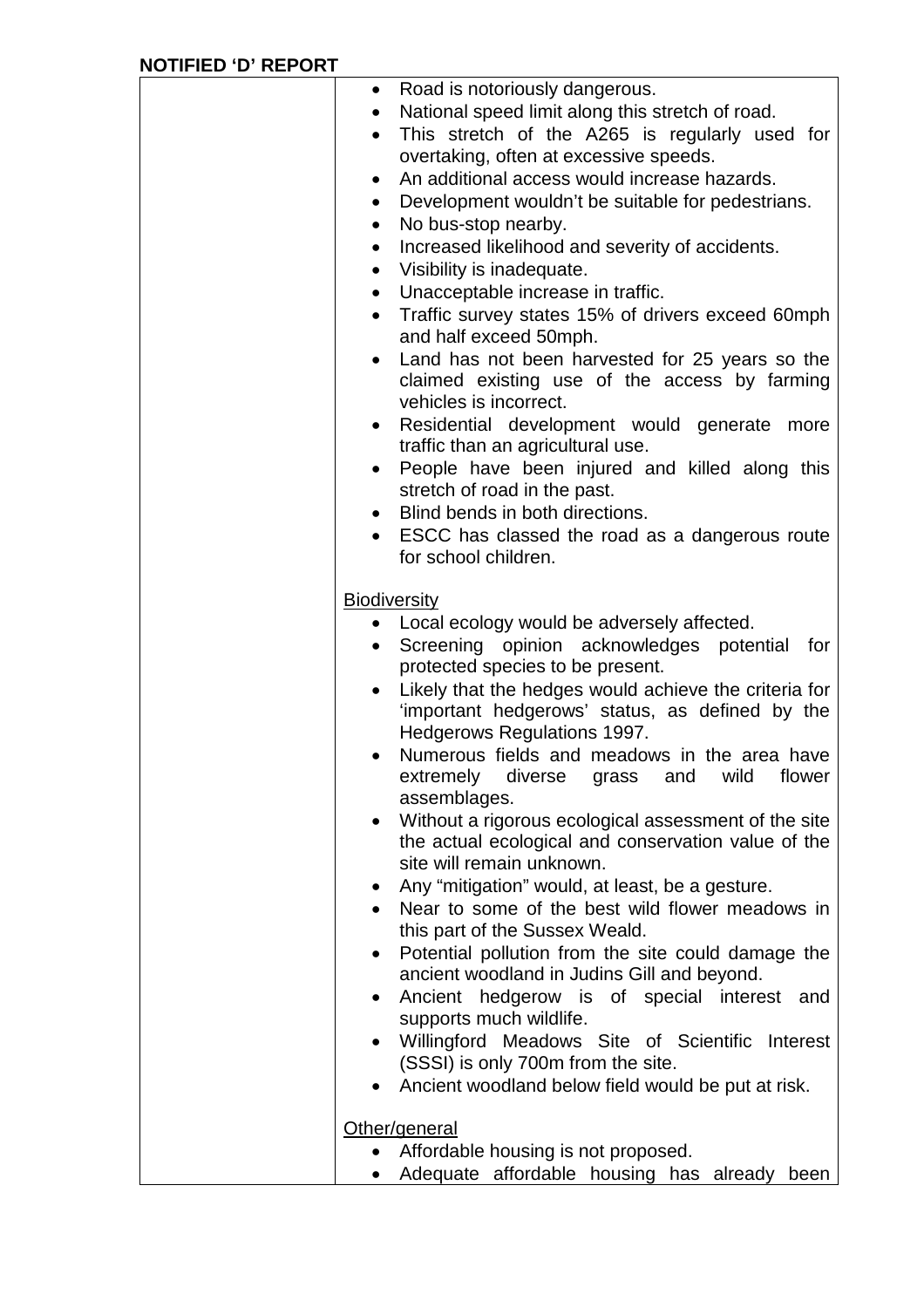**NOTIFIED 'D' REPORT**

| | |
|---|---|
| | • Road is notoriously dangerous.<br>• National speed limit along this stretch of road.<br>• This stretch of the A265 is regularly used for overtaking, often at excessive speeds.<br>• An additional access would increase hazards.<br>• Development wouldn't be suitable for pedestrians.<br>• No bus-stop nearby.<br>• Increased likelihood and severity of accidents.<br>• Visibility is inadequate.<br>• Unacceptable increase in traffic.<br>• Traffic survey states 15% of drivers exceed 60mph and half exceed 50mph.<br>• Land has not been harvested for 25 years so the claimed existing use of the access by farming vehicles is incorrect.<br>• Residential development would generate more traffic than an agricultural use.<br>• People have been injured and killed along this stretch of road in the past.<br>• Blind bends in both directions.<br>• ESCC has classed the road as a dangerous route for school children.<br><br><u>Biodiversity</u><br>• Local ecology would be adversely affected.<br>• Screening opinion acknowledges potential for protected species to be present.<br>• Likely that the hedges would achieve the criteria for 'important hedgerows' status, as defined by the Hedgerows Regulations 1997.<br>• Numerous fields and meadows in the area have extremely diverse grass and wild flower assemblages.<br>• Without a rigorous ecological assessment of the site the actual ecological and conservation value of the site will remain unknown.<br>• Any "mitigation" would, at least, be a gesture.<br>• Near to some of the best wild flower meadows in this part of the Sussex Weald.<br>• Potential pollution from the site could damage the ancient woodland in Judins Gill and beyond.<br>• Ancient hedgerow is of special interest and supports much wildlife.<br>• Willingford Meadows Site of Scientific Interest (SSSI) is only 700m from the site.<br>• Ancient woodland below field would be put at risk.<br><br><u>Other/general</u><br>• Affordable housing is not proposed.<br>• Adequate affordable housing has already been |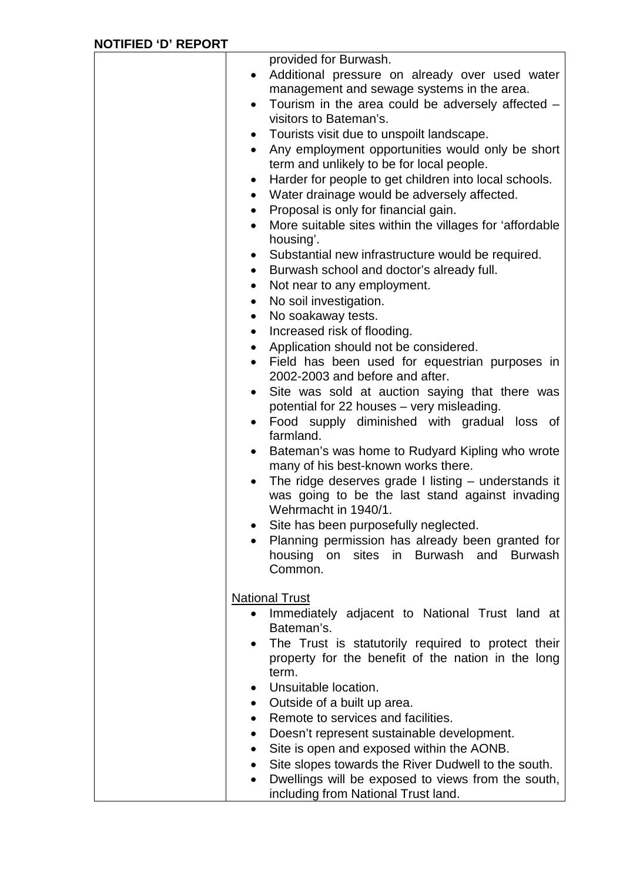provided for Burwash.

- Additional pressure on already over used water management and sewage systems in the area.
- Tourism in the area could be adversely affected – visitors to Bateman's.
- Tourists visit due to unspoilt landscape.
- Any employment opportunities would only be short term and unlikely to be for local people.
- Harder for people to get children into local schools.
- Water drainage would be adversely affected.
- Proposal is only for financial gain.
- More suitable sites within the villages for 'affordable housing'.
- Substantial new infrastructure would be required.
- Burwash school and doctor's already full.
- Not near to any employment.
- No soil investigation.
- No soakaway tests.
- Increased risk of flooding.
- Application should not be considered.
- Field has been used for equestrian purposes in 2002-2003 and before and after.
- Site was sold at auction saying that there was potential for 22 houses – very misleading.
- Food supply diminished with gradual loss of farmland.
- Bateman's was home to Rudyard Kipling who wrote many of his best-known works there.
- The ridge deserves grade I listing – understands it was going to be the last stand against invading Wehrmacht in 1940/1.
- Site has been purposefully neglected.
- Planning permission has already been granted for housing on sites in Burwash and Burwash Common.

National Trust

- Immediately adjacent to National Trust land at Bateman's.
- The Trust is statutorily required to protect their property for the benefit of the nation in the long term.
- Unsuitable location.
- Outside of a built up area.
- Remote to services and facilities.
- Doesn't represent sustainable development.
- Site is open and exposed within the AONB.
- Site slopes towards the River Dudwell to the south.
- Dwellings will be exposed to views from the south, including from National Trust land.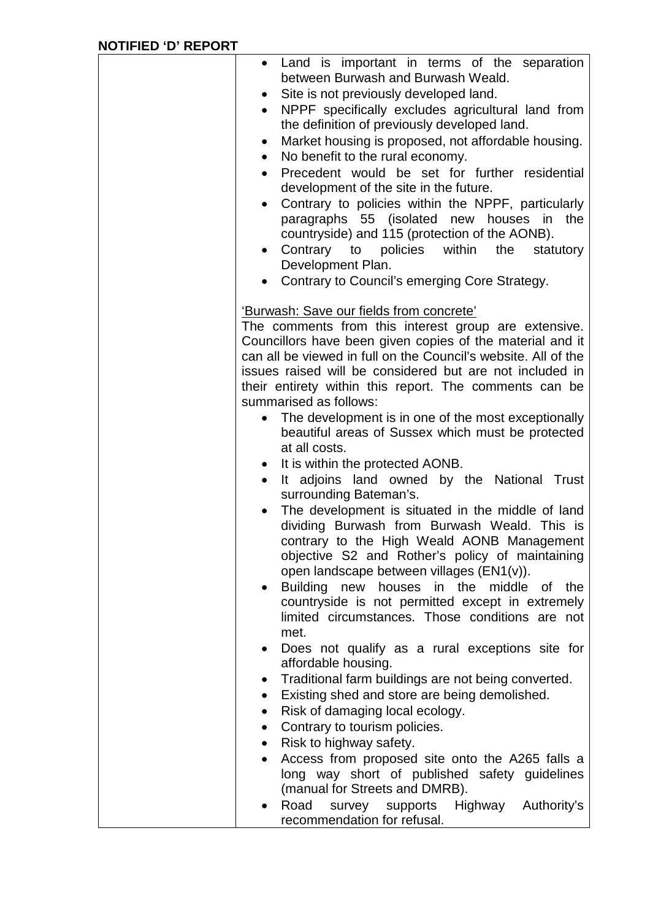**NOTIFIED 'D' REPORT**

| | |
|---|---|
| | • Land is important in terms of the separation between Burwash and Burwash Weald.<br>• Site is not previously developed land.<br>• NPPF specifically excludes agricultural land from the definition of previously developed land.<br>• Market housing is proposed, not affordable housing.<br>• No benefit to the rural economy.<br>• Precedent would be set for further residential development of the site in the future.<br>• Contrary to policies within the NPPF, particularly paragraphs 55 (isolated new houses in the countryside) and 115 (protection of the AONB).<br>• Contrary to policies within the statutory Development Plan.<br>• Contrary to Council's emerging Core Strategy.<br><br><u>'Burwash: Save our fields from concrete'</u><br>The comments from this interest group are extensive. Councillors have been given copies of the material and it can all be viewed in full on the Council's website. All of the issues raised will be considered but are not included in their entirety within this report. The comments can be summarised as follows:<br>• The development is in one of the most exceptionally beautiful areas of Sussex which must be protected at all costs.<br>• It is within the protected AONB.<br>• It adjoins land owned by the National Trust surrounding Bateman's.<br>• The development is situated in the middle of land dividing Burwash from Burwash Weald. This is contrary to the High Weald AONB Management objective S2 and Rother's policy of maintaining open landscape between villages (EN1(v)).<br>• Building new houses in the middle of the countryside is not permitted except in extremely limited circumstances. Those conditions are not met.<br>• Does not qualify as a rural exceptions site for affordable housing.<br>• Traditional farm buildings are not being converted.<br>• Existing shed and store are being demolished.<br>• Risk of damaging local ecology.<br>• Contrary to tourism policies.<br>• Risk to highway safety.<br>• Access from proposed site onto the A265 falls a long way short of published safety guidelines (manual for Streets and DMRB).<br>• Road survey supports Highway Authority's recommendation for refusal. |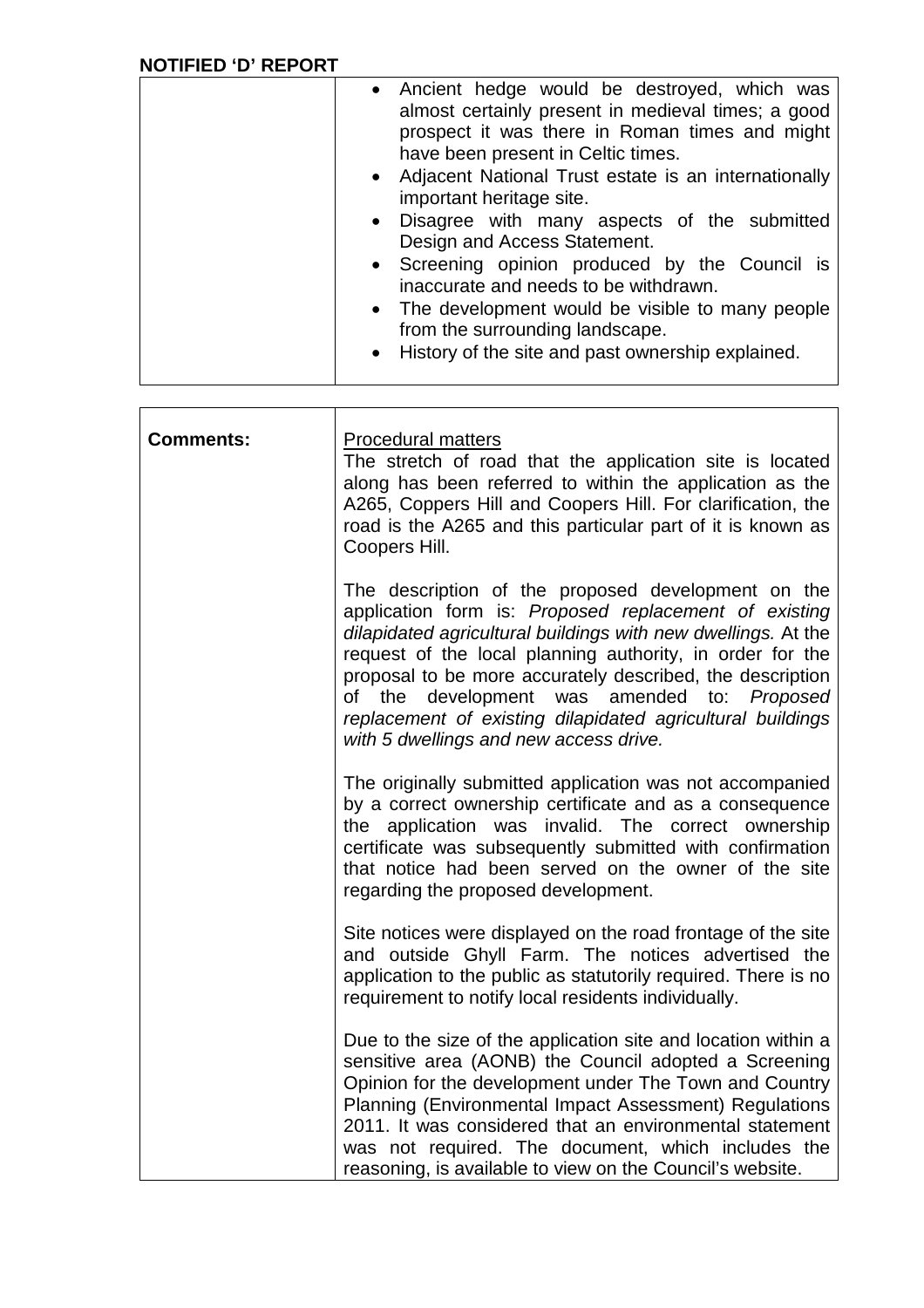**NOTIFIED 'D' REPORT**

| | |
|---|---|
| | • Ancient hedge would be destroyed, which was almost certainly present in medieval times; a good prospect it was there in Roman times and might have been present in Celtic times.<br>• Adjacent National Trust estate is an internationally important heritage site.<br>• Disagree with many aspects of the submitted Design and Access Statement.<br>• Screening opinion produced by the Council is inaccurate and needs to be withdrawn.<br>• The development would be visible to many people from the surrounding landscape.<br>• History of the site and past ownership explained. |

| | |
|---|---|
| **Comments:** | <u>Procedural matters</u><br>The stretch of road that the application site is located along has been referred to within the application as the A265, Coppers Hill and Coopers Hill. For clarification, the road is the A265 and this particular part of it is known as Coopers Hill.<br><br>The description of the proposed development on the application form is: *Proposed replacement of existing dilapidated agricultural buildings with new dwellings.* At the request of the local planning authority, in order for the proposal to be more accurately described, the description of the development was amended to: *Proposed replacement of existing dilapidated agricultural buildings with 5 dwellings and new access drive.*<br><br>The originally submitted application was not accompanied by a correct ownership certificate and as a consequence the application was invalid. The correct ownership certificate was subsequently submitted with confirmation that notice had been served on the owner of the site regarding the proposed development.<br><br>Site notices were displayed on the road frontage of the site and outside Ghyll Farm. The notices advertised the application to the public as statutorily required. There is no requirement to notify local residents individually.<br><br>Due to the size of the application site and location within a sensitive area (AONB) the Council adopted a Screening Opinion for the development under The Town and Country Planning (Environmental Impact Assessment) Regulations 2011. It was considered that an environmental statement was not required. The document, which includes the reasoning, is available to view on the Council's website. |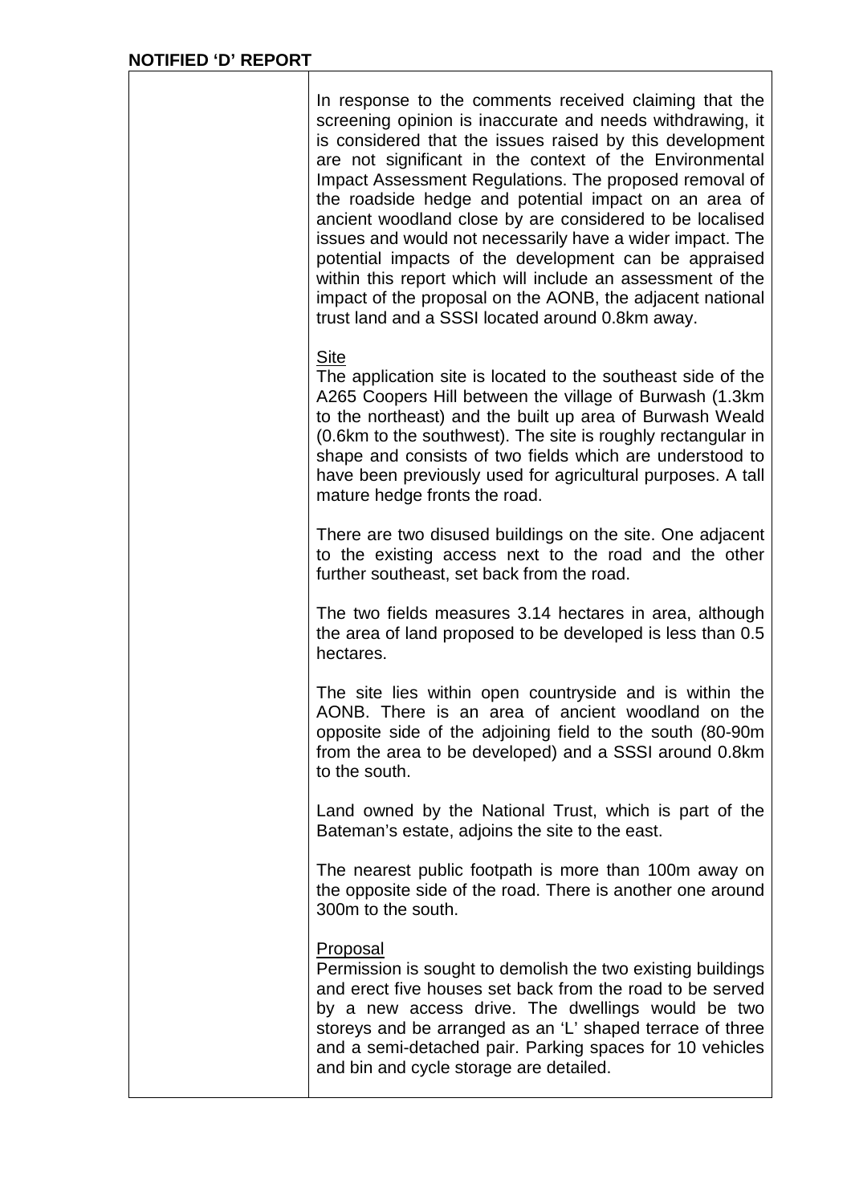**NOTIFIED 'D' REPORT**

In response to the comments received claiming that the screening opinion is inaccurate and needs withdrawing, it is considered that the issues raised by this development are not significant in the context of the Environmental Impact Assessment Regulations. The proposed removal of the roadside hedge and potential impact on an area of ancient woodland close by are considered to be localised issues and would not necessarily have a wider impact. The potential impacts of the development can be appraised within this report which will include an assessment of the impact of the proposal on the AONB, the adjacent national trust land and a SSSI located around 0.8km away.

Site

The application site is located to the southeast side of the A265 Coopers Hill between the village of Burwash (1.3km to the northeast) and the built up area of Burwash Weald (0.6km to the southwest). The site is roughly rectangular in shape and consists of two fields which are understood to have been previously used for agricultural purposes. A tall mature hedge fronts the road.

There are two disused buildings on the site. One adjacent to the existing access next to the road and the other further southeast, set back from the road.

The two fields measures 3.14 hectares in area, although the area of land proposed to be developed is less than 0.5 hectares.

The site lies within open countryside and is within the AONB. There is an area of ancient woodland on the opposite side of the adjoining field to the south (80-90m from the area to be developed) and a SSSI around 0.8km to the south.

Land owned by the National Trust, which is part of the Bateman's estate, adjoins the site to the east.

The nearest public footpath is more than 100m away on the opposite side of the road. There is another one around 300m to the south.

Proposal

Permission is sought to demolish the two existing buildings and erect five houses set back from the road to be served by a new access drive. The dwellings would be two storeys and be arranged as an 'L' shaped terrace of three and a semi-detached pair. Parking spaces for 10 vehicles and bin and cycle storage are detailed.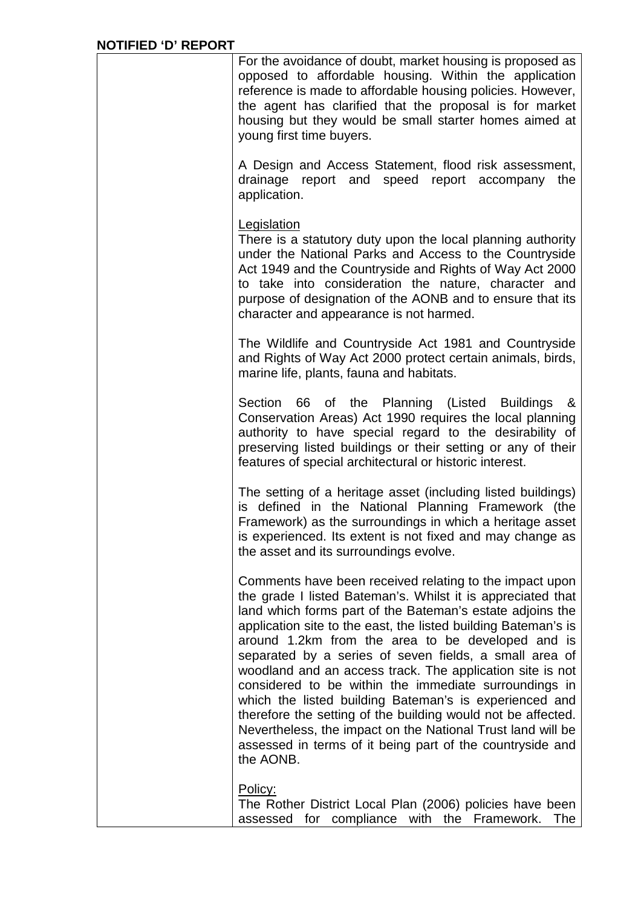**NOTIFIED 'D' REPORT**

For the avoidance of doubt, market housing is proposed as opposed to affordable housing. Within the application reference is made to affordable housing policies. However, the agent has clarified that the proposal is for market housing but they would be small starter homes aimed at young first time buyers.

A Design and Access Statement, flood risk assessment, drainage report and speed report accompany the application.

Legislation

There is a statutory duty upon the local planning authority under the National Parks and Access to the Countryside Act 1949 and the Countryside and Rights of Way Act 2000 to take into consideration the nature, character and purpose of designation of the AONB and to ensure that its character and appearance is not harmed.

The Wildlife and Countryside Act 1981 and Countryside and Rights of Way Act 2000 protect certain animals, birds, marine life, plants, fauna and habitats.

Section 66 of the Planning (Listed Buildings & Conservation Areas) Act 1990 requires the local planning authority to have special regard to the desirability of preserving listed buildings or their setting or any of their features of special architectural or historic interest.

The setting of a heritage asset (including listed buildings) is defined in the National Planning Framework (the Framework) as the surroundings in which a heritage asset is experienced. Its extent is not fixed and may change as the asset and its surroundings evolve.

Comments have been received relating to the impact upon the grade I listed Bateman's. Whilst it is appreciated that land which forms part of the Bateman's estate adjoins the application site to the east, the listed building Bateman's is around 1.2km from the area to be developed and is separated by a series of seven fields, a small area of woodland and an access track. The application site is not considered to be within the immediate surroundings in which the listed building Bateman's is experienced and therefore the setting of the building would not be affected. Nevertheless, the impact on the National Trust land will be assessed in terms of it being part of the countryside and the AONB.

Policy:

The Rother District Local Plan (2006) policies have been assessed for compliance with the Framework. The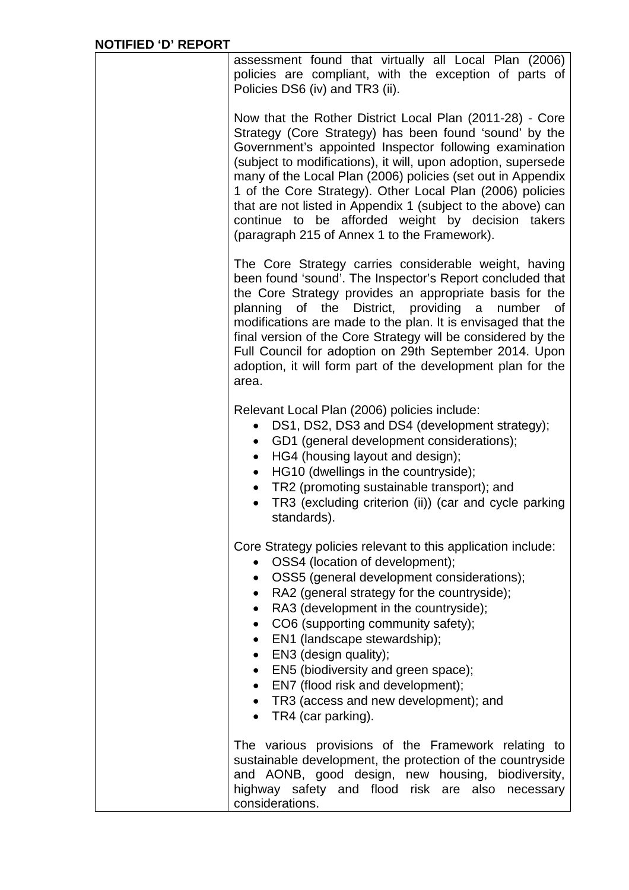| | assessment found that virtually all Local Plan (2006) policies are compliant, with the exception of parts of Policies DS6 (iv) and TR3 (ii).<br><br>Now that the Rother District Local Plan (2011-28) - Core Strategy (Core Strategy) has been found 'sound' by the Government's appointed Inspector following examination (subject to modifications), it will, upon adoption, supersede many of the Local Plan (2006) policies (set out in Appendix 1 of the Core Strategy). Other Local Plan (2006) policies that are not listed in Appendix 1 (subject to the above) can continue to be afforded weight by decision takers (paragraph 215 of Annex 1 to the Framework).<br><br>The Core Strategy carries considerable weight, having been found 'sound'. The Inspector's Report concluded that the Core Strategy provides an appropriate basis for the planning of the District, providing a number of modifications are made to the plan. It is envisaged that the final version of the Core Strategy will be considered by the Full Council for adoption on 29th September 2014. Upon adoption, it will form part of the development plan for the area.<br><br>Relevant Local Plan (2006) policies include:<br>• DS1, DS2, DS3 and DS4 (development strategy);<br>• GD1 (general development considerations);<br>• HG4 (housing layout and design);<br>• HG10 (dwellings in the countryside);<br>• TR2 (promoting sustainable transport); and<br>• TR3 (excluding criterion (ii)) (car and cycle parking standards).<br><br>Core Strategy policies relevant to this application include:<br>• OSS4 (location of development);<br>• OSS5 (general development considerations);<br>• RA2 (general strategy for the countryside);<br>• RA3 (development in the countryside);<br>• CO6 (supporting community safety);<br>• EN1 (landscape stewardship);<br>• EN3 (design quality);<br>• EN5 (biodiversity and green space);<br>• EN7 (flood risk and development);<br>• TR3 (access and new development); and<br>• TR4 (car parking).<br><br>The various provisions of the Framework relating to sustainable development, the protection of the countryside and AONB, good design, new housing, biodiversity, highway safety and flood risk are also necessary considerations. |
|---|---|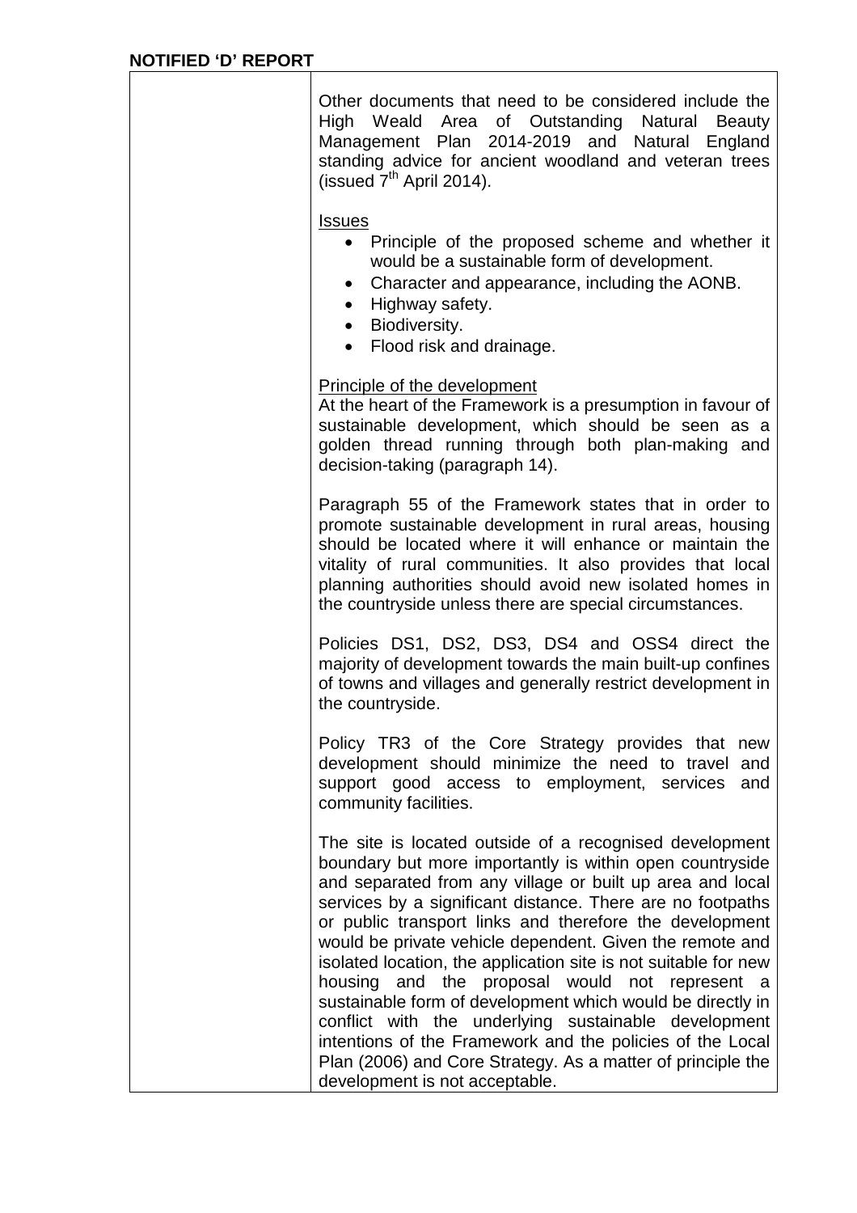**NOTIFIED 'D' REPORT**

Other documents that need to be considered include the High Weald Area of Outstanding Natural Beauty Management Plan 2014-2019 and Natural England standing advice for ancient woodland and veteran trees (issued 7th April 2014).

Issues

- Principle of the proposed scheme and whether it would be a sustainable form of development.
- Character and appearance, including the AONB.
- Highway safety.
- Biodiversity.
- Flood risk and drainage.

Principle of the development

At the heart of the Framework is a presumption in favour of sustainable development, which should be seen as a golden thread running through both plan-making and decision-taking (paragraph 14).

Paragraph 55 of the Framework states that in order to promote sustainable development in rural areas, housing should be located where it will enhance or maintain the vitality of rural communities. It also provides that local planning authorities should avoid new isolated homes in the countryside unless there are special circumstances.

Policies DS1, DS2, DS3, DS4 and OSS4 direct the majority of development towards the main built-up confines of towns and villages and generally restrict development in the countryside.

Policy TR3 of the Core Strategy provides that new development should minimize the need to travel and support good access to employment, services and community facilities.

The site is located outside of a recognised development boundary but more importantly is within open countryside and separated from any village or built up area and local services by a significant distance. There are no footpaths or public transport links and therefore the development would be private vehicle dependent. Given the remote and isolated location, the application site is not suitable for new housing and the proposal would not represent a sustainable form of development which would be directly in conflict with the underlying sustainable development intentions of the Framework and the policies of the Local Plan (2006) and Core Strategy. As a matter of principle the development is not acceptable.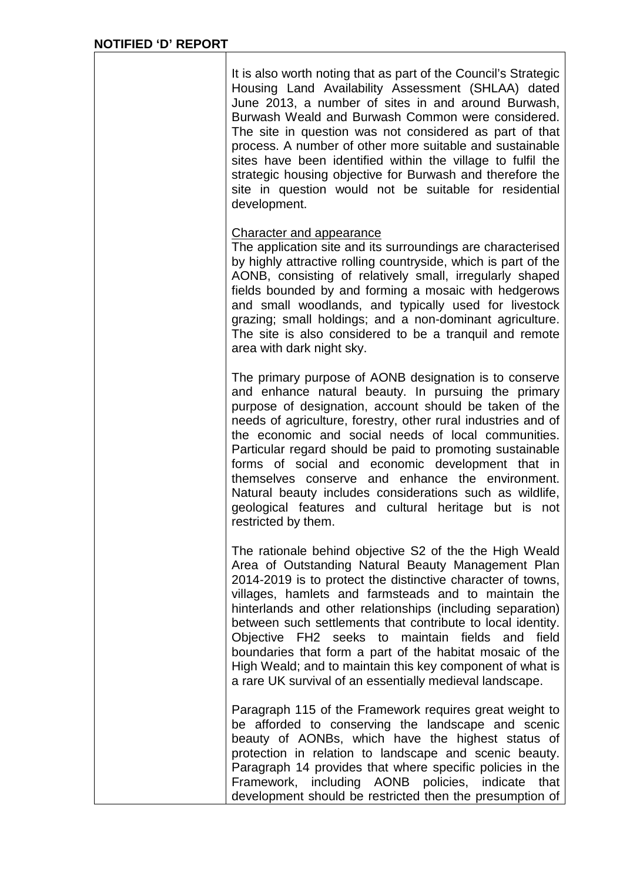It is also worth noting that as part of the Council's Strategic Housing Land Availability Assessment (SHLAA) dated June 2013, a number of sites in and around Burwash, Burwash Weald and Burwash Common were considered. The site in question was not considered as part of that process. A number of other more suitable and sustainable sites have been identified within the village to fulfil the strategic housing objective for Burwash and therefore the site in question would not be suitable for residential development.

Character and appearance

The application site and its surroundings are characterised by highly attractive rolling countryside, which is part of the AONB, consisting of relatively small, irregularly shaped fields bounded by and forming a mosaic with hedgerows and small woodlands, and typically used for livestock grazing; small holdings; and a non-dominant agriculture. The site is also considered to be a tranquil and remote area with dark night sky.

The primary purpose of AONB designation is to conserve and enhance natural beauty. In pursuing the primary purpose of designation, account should be taken of the needs of agriculture, forestry, other rural industries and of the economic and social needs of local communities. Particular regard should be paid to promoting sustainable forms of social and economic development that in themselves conserve and enhance the environment. Natural beauty includes considerations such as wildlife, geological features and cultural heritage but is not restricted by them.

The rationale behind objective S2 of the the High Weald Area of Outstanding Natural Beauty Management Plan 2014-2019 is to protect the distinctive character of towns, villages, hamlets and farmsteads and to maintain the hinterlands and other relationships (including separation) between such settlements that contribute to local identity. Objective FH2 seeks to maintain fields and field boundaries that form a part of the habitat mosaic of the High Weald; and to maintain this key component of what is a rare UK survival of an essentially medieval landscape.

Paragraph 115 of the Framework requires great weight to be afforded to conserving the landscape and scenic beauty of AONBs, which have the highest status of protection in relation to landscape and scenic beauty. Paragraph 14 provides that where specific policies in the Framework, including AONB policies, indicate that development should be restricted then the presumption of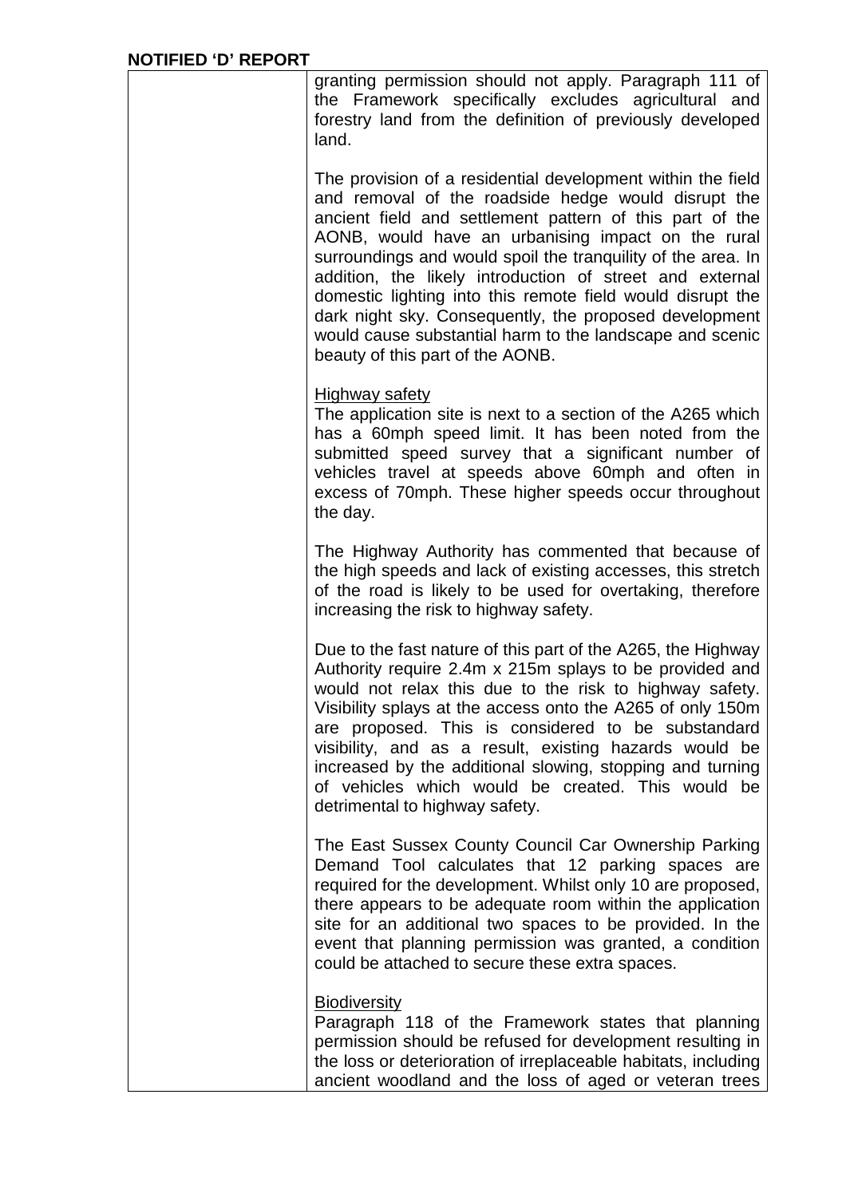granting permission should not apply. Paragraph 111 of the Framework specifically excludes agricultural and forestry land from the definition of previously developed land.

The provision of a residential development within the field and removal of the roadside hedge would disrupt the ancient field and settlement pattern of this part of the AONB, would have an urbanising impact on the rural surroundings and would spoil the tranquility of the area. In addition, the likely introduction of street and external domestic lighting into this remote field would disrupt the dark night sky. Consequently, the proposed development would cause substantial harm to the landscape and scenic beauty of this part of the AONB.

<u>Highway safety</u>

The application site is next to a section of the A265 which has a 60mph speed limit. It has been noted from the submitted speed survey that a significant number of vehicles travel at speeds above 60mph and often in excess of 70mph. These higher speeds occur throughout the day.

The Highway Authority has commented that because of the high speeds and lack of existing accesses, this stretch of the road is likely to be used for overtaking, therefore increasing the risk to highway safety.

Due to the fast nature of this part of the A265, the Highway Authority require 2.4m x 215m splays to be provided and would not relax this due to the risk to highway safety. Visibility splays at the access onto the A265 of only 150m are proposed. This is considered to be substandard visibility, and as a result, existing hazards would be increased by the additional slowing, stopping and turning of vehicles which would be created. This would be detrimental to highway safety.

The East Sussex County Council Car Ownership Parking Demand Tool calculates that 12 parking spaces are required for the development. Whilst only 10 are proposed, there appears to be adequate room within the application site for an additional two spaces to be provided. In the event that planning permission was granted, a condition could be attached to secure these extra spaces.

<u>Biodiversity</u>

Paragraph 118 of the Framework states that planning permission should be refused for development resulting in the loss or deterioration of irreplaceable habitats, including ancient woodland and the loss of aged or veteran trees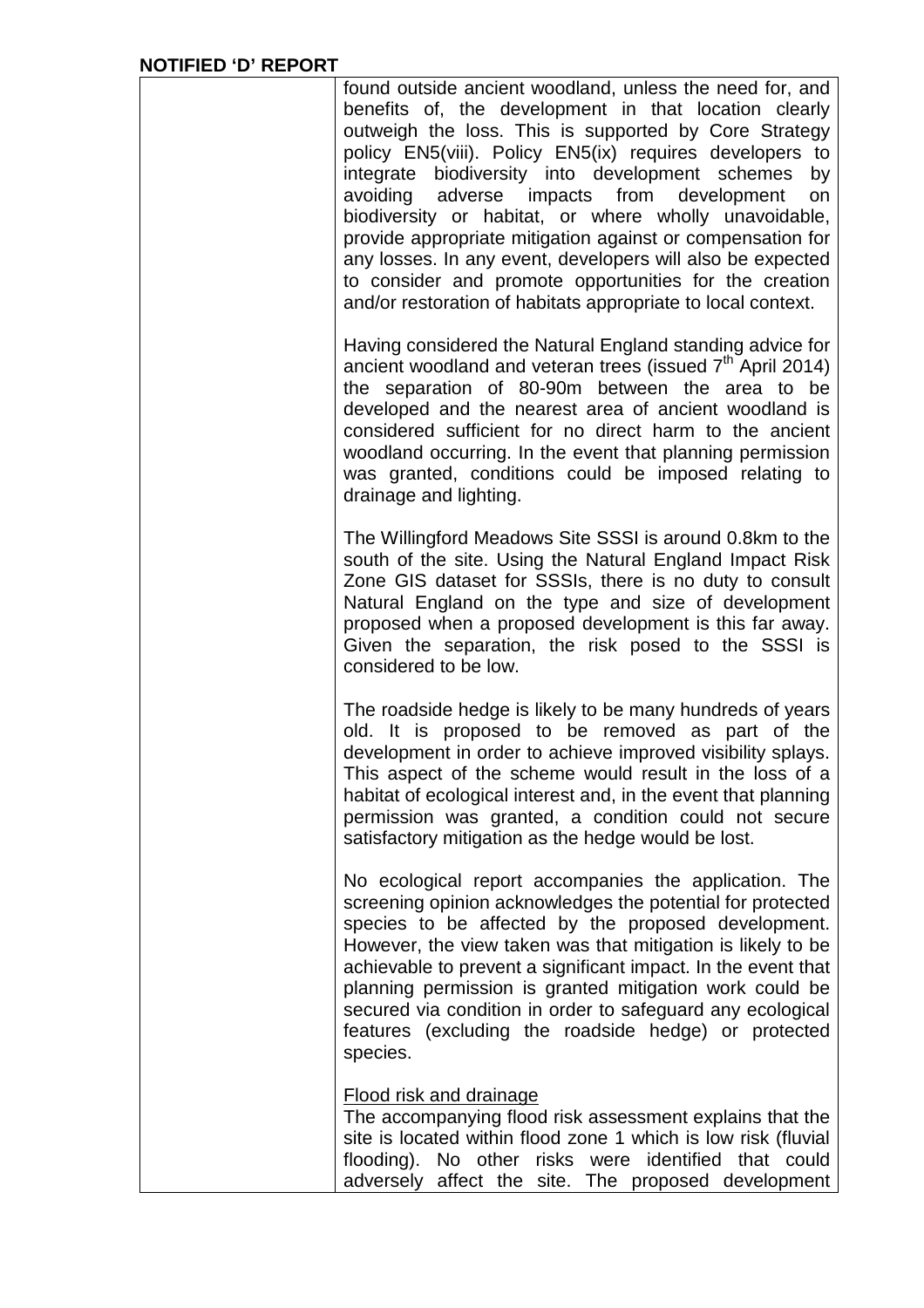found outside ancient woodland, unless the need for, and benefits of, the development in that location clearly outweigh the loss. This is supported by Core Strategy policy EN5(viii). Policy EN5(ix) requires developers to integrate biodiversity into development schemes by avoiding adverse impacts from development on biodiversity or habitat, or where wholly unavoidable, provide appropriate mitigation against or compensation for any losses. In any event, developers will also be expected to consider and promote opportunities for the creation and/or restoration of habitats appropriate to local context.

Having considered the Natural England standing advice for ancient woodland and veteran trees (issued 7th April 2014) the separation of 80-90m between the area to be developed and the nearest area of ancient woodland is considered sufficient for no direct harm to the ancient woodland occurring. In the event that planning permission was granted, conditions could be imposed relating to drainage and lighting.

The Willingford Meadows Site SSSI is around 0.8km to the south of the site. Using the Natural England Impact Risk Zone GIS dataset for SSSIs, there is no duty to consult Natural England on the type and size of development proposed when a proposed development is this far away. Given the separation, the risk posed to the SSSI is considered to be low.

The roadside hedge is likely to be many hundreds of years old. It is proposed to be removed as part of the development in order to achieve improved visibility splays. This aspect of the scheme would result in the loss of a habitat of ecological interest and, in the event that planning permission was granted, a condition could not secure satisfactory mitigation as the hedge would be lost.

No ecological report accompanies the application. The screening opinion acknowledges the potential for protected species to be affected by the proposed development. However, the view taken was that mitigation is likely to be achievable to prevent a significant impact. In the event that planning permission is granted mitigation work could be secured via condition in order to safeguard any ecological features (excluding the roadside hedge) or protected species.

Flood risk and drainage

The accompanying flood risk assessment explains that the site is located within flood zone 1 which is low risk (fluvial flooding). No other risks were identified that could adversely affect the site. The proposed development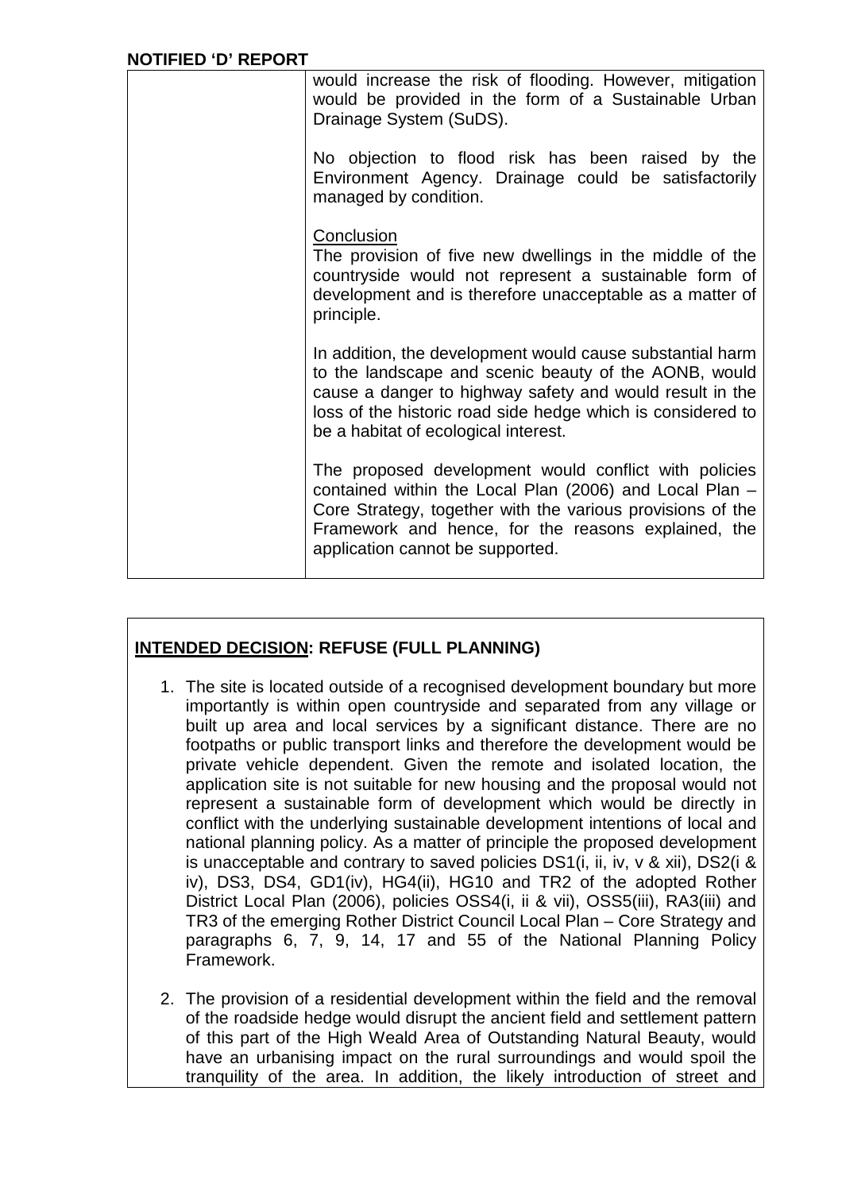**NOTIFIED 'D' REPORT**

| | |
|---|---|
| | would increase the risk of flooding. However, mitigation would be provided in the form of a Sustainable Urban Drainage System (SuDS).<br><br>No objection to flood risk has been raised by the Environment Agency. Drainage could be satisfactorily managed by condition.<br><br><u>Conclusion</u><br>The provision of five new dwellings in the middle of the countryside would not represent a sustainable form of development and is therefore unacceptable as a matter of principle.<br><br>In addition, the development would cause substantial harm to the landscape and scenic beauty of the AONB, would cause a danger to highway safety and would result in the loss of the historic road side hedge which is considered to be a habitat of ecological interest.<br><br>The proposed development would conflict with policies contained within the Local Plan (2006) and Local Plan – Core Strategy, together with the various provisions of the Framework and hence, for the reasons explained, the application cannot be supported. |

**<u>INTENDED DECISION</u>: REFUSE (FULL PLANNING)**

1. The site is located outside of a recognised development boundary but more importantly is within open countryside and separated from any village or built up area and local services by a significant distance. There are no footpaths or public transport links and therefore the development would be private vehicle dependent. Given the remote and isolated location, the application site is not suitable for new housing and the proposal would not represent a sustainable form of development which would be directly in conflict with the underlying sustainable development intentions of local and national planning policy. As a matter of principle the proposed development is unacceptable and contrary to saved policies DS1(i, ii, iv, v & xii), DS2(i & iv), DS3, DS4, GD1(iv), HG4(ii), HG10 and TR2 of the adopted Rother District Local Plan (2006), policies OSS4(i, ii & vii), OSS5(iii), RA3(iii) and TR3 of the emerging Rother District Council Local Plan – Core Strategy and paragraphs 6, 7, 9, 14, 17 and 55 of the National Planning Policy Framework.

2. The provision of a residential development within the field and the removal of the roadside hedge would disrupt the ancient field and settlement pattern of this part of the High Weald Area of Outstanding Natural Beauty, would have an urbanising impact on the rural surroundings and would spoil the tranquility of the area. In addition, the likely introduction of street and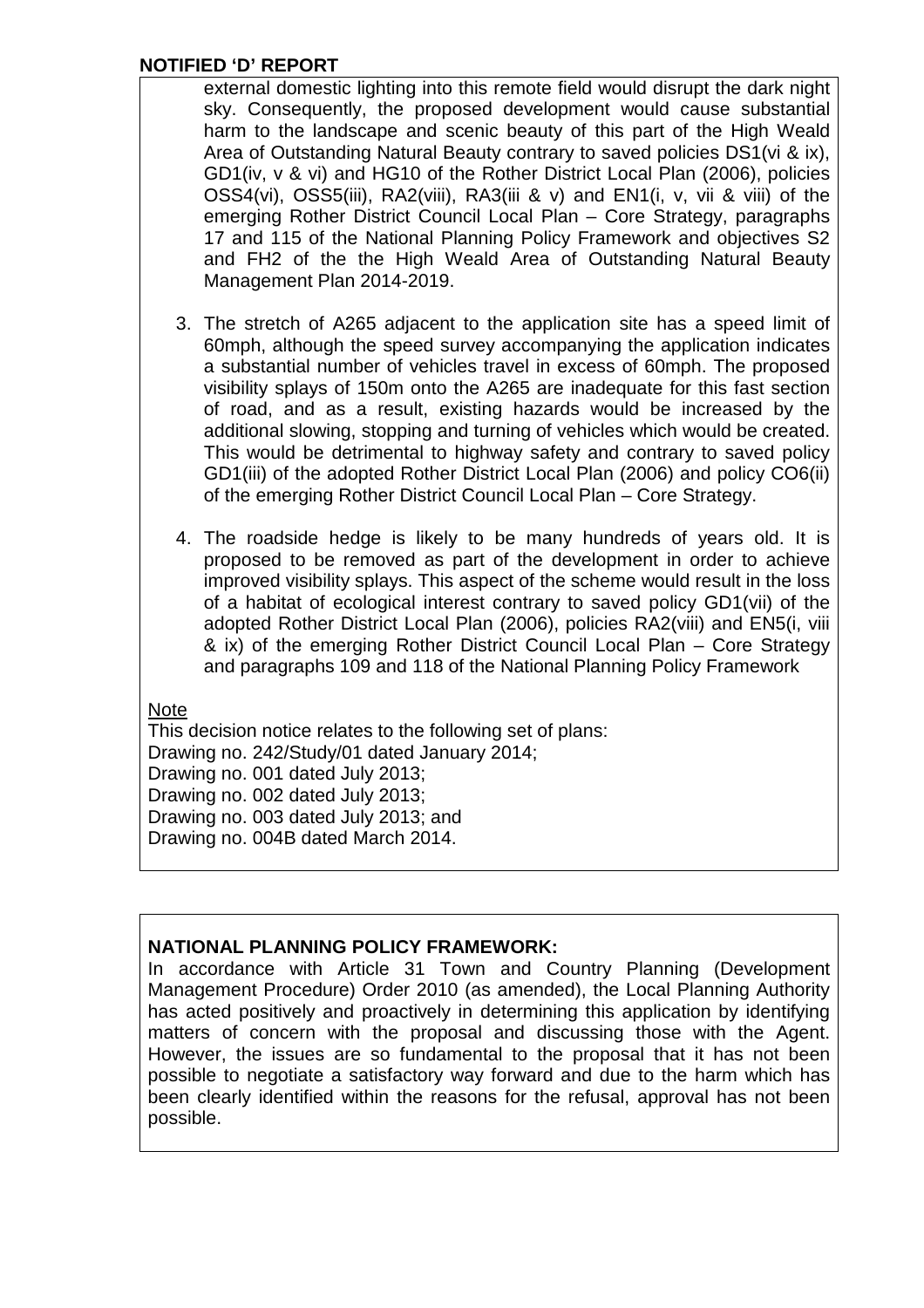external domestic lighting into this remote field would disrupt the dark night sky. Consequently, the proposed development would cause substantial harm to the landscape and scenic beauty of this part of the High Weald Area of Outstanding Natural Beauty contrary to saved policies DS1(vi & ix), GD1(iv, v & vi) and HG10 of the Rother District Local Plan (2006), policies OSS4(vi), OSS5(iii), RA2(viii), RA3(iii & v) and EN1(i, v, vii & viii) of the emerging Rother District Council Local Plan – Core Strategy, paragraphs 17 and 115 of the National Planning Policy Framework and objectives S2 and FH2 of the the High Weald Area of Outstanding Natural Beauty Management Plan 2014-2019.

3. The stretch of A265 adjacent to the application site has a speed limit of 60mph, although the speed survey accompanying the application indicates a substantial number of vehicles travel in excess of 60mph. The proposed visibility splays of 150m onto the A265 are inadequate for this fast section of road, and as a result, existing hazards would be increased by the additional slowing, stopping and turning of vehicles which would be created. This would be detrimental to highway safety and contrary to saved policy GD1(iii) of the adopted Rother District Local Plan (2006) and policy CO6(ii) of the emerging Rother District Council Local Plan – Core Strategy.
4. The roadside hedge is likely to be many hundreds of years old. It is proposed to be removed as part of the development in order to achieve improved visibility splays. This aspect of the scheme would result in the loss of a habitat of ecological interest contrary to saved policy GD1(vii) of the adopted Rother District Local Plan (2006), policies RA2(viii) and EN5(i, viii & ix) of the emerging Rother District Council Local Plan – Core Strategy and paragraphs 109 and 118 of the National Planning Policy Framework

Note

This decision notice relates to the following set of plans:
Drawing no. 242/Study/01 dated January 2014;
Drawing no. 001 dated July 2013;
Drawing no. 002 dated July 2013;
Drawing no. 003 dated July 2013; and
Drawing no. 004B dated March 2014.

**NATIONAL PLANNING POLICY FRAMEWORK:**

In accordance with Article 31 Town and Country Planning (Development Management Procedure) Order 2010 (as amended), the Local Planning Authority has acted positively and proactively in determining this application by identifying matters of concern with the proposal and discussing those with the Agent. However, the issues are so fundamental to the proposal that it has not been possible to negotiate a satisfactory way forward and due to the harm which has been clearly identified within the reasons for the refusal, approval has not been possible.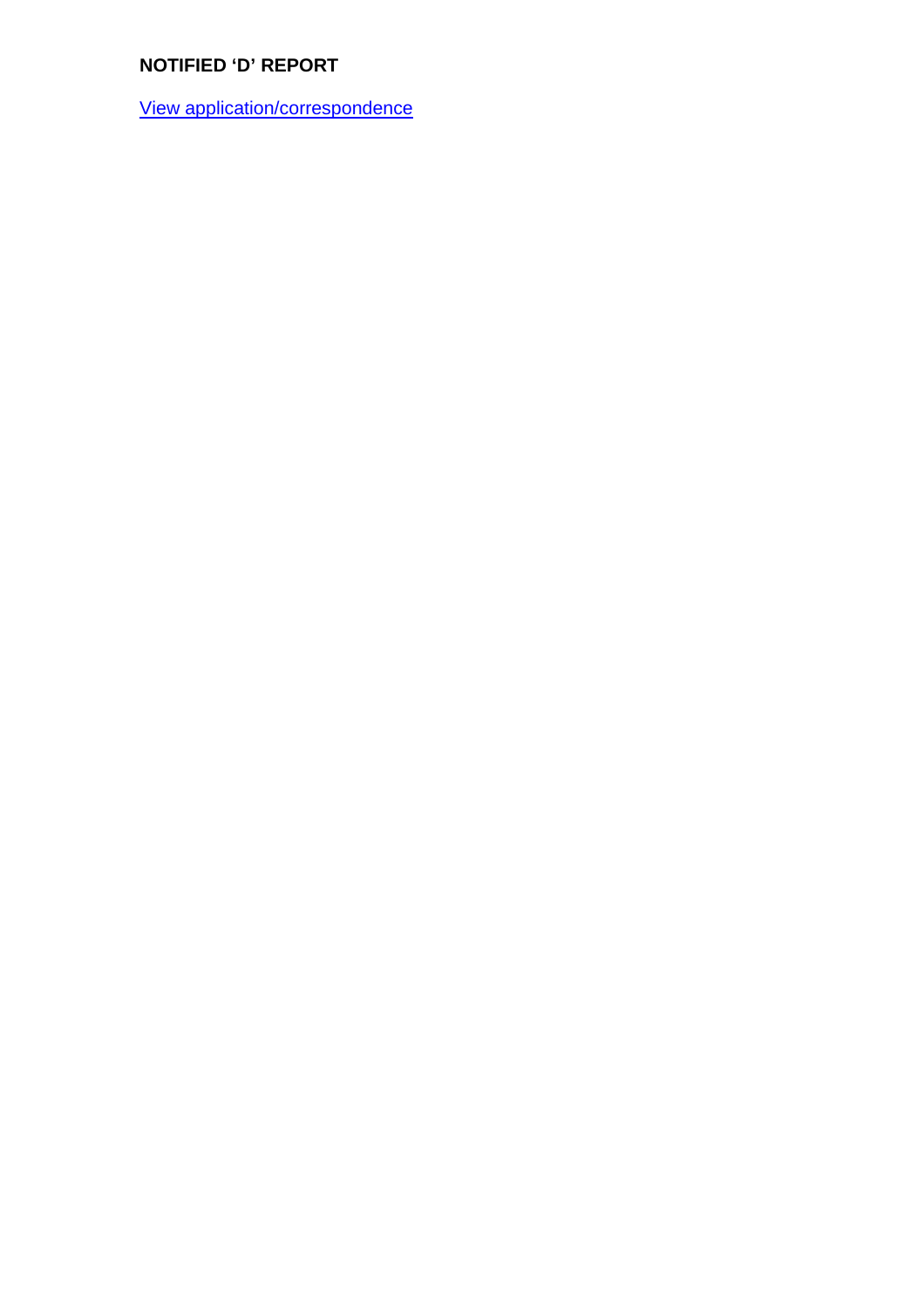**NOTIFIED 'D' REPORT**

View application/correspondence